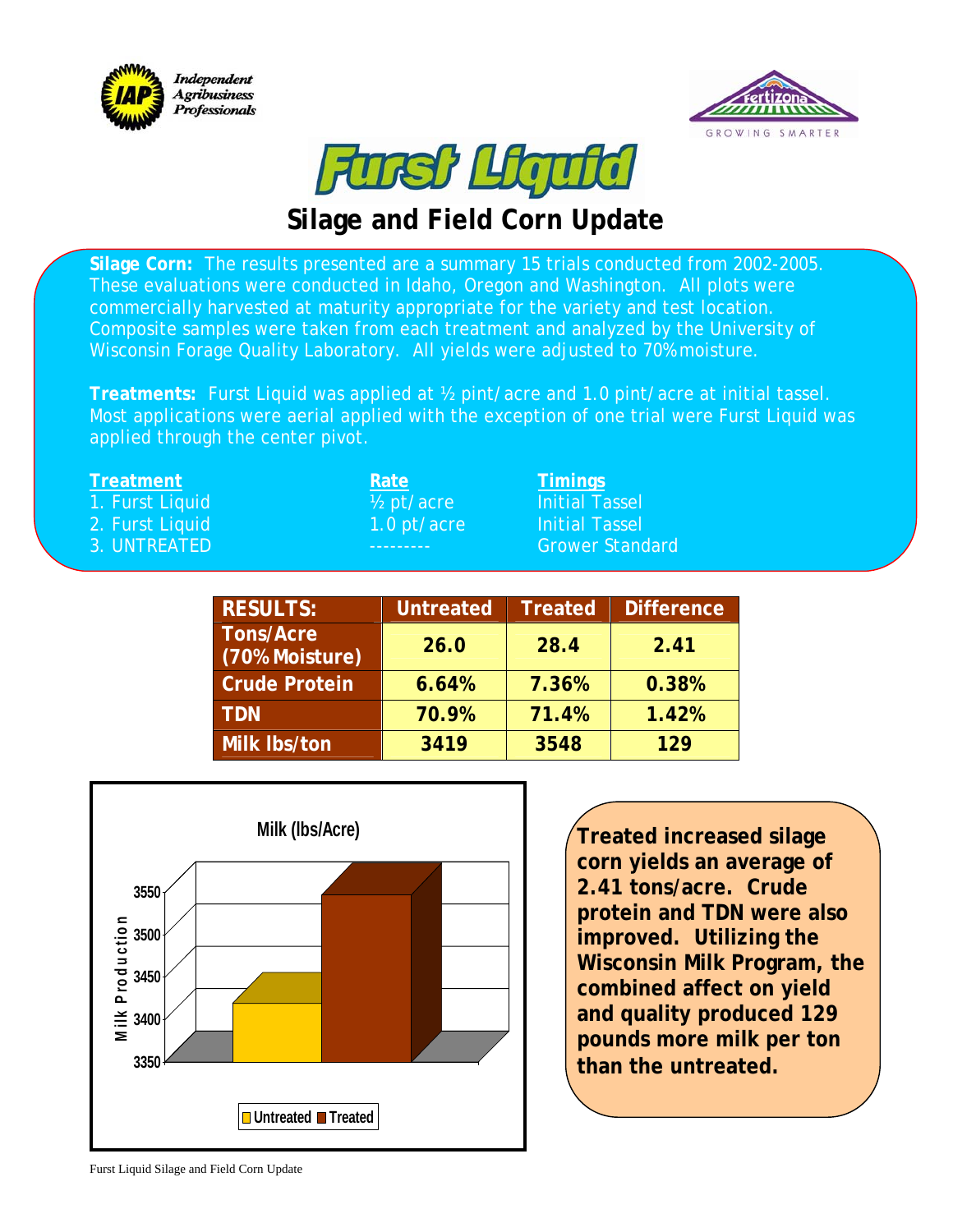# Furst Liquid

## Silage and Field Corn Update

**Silage Corn:** The results presented are a summary 15 trials conducted from 2002-2005. These evaluations were conducted in Idaho, Oregon and Washington. All plots were commercially harvested at maturity appropriate for the variety and test location. Composite samples were taken from each treatment and analyzed by the University of Wisconsin Forage Quality Laboratory. All yields were adjusted to 70% moisture.

**Treatments:** Furst Liquid was applied at ½ pint/acre and 1.0 pint/acre at initial tassel. Most applications were aerial applied with the exception of one trial were Furst Liquid was applied through the center pivot.

| Treatment | Rate | Timings |
|---|---|---|
| 1. Furst Liquid | ½ pt/acre | Initial Tassel |
| 2. Furst Liquid | 1.0 pt/acre | Initial Tassel |
| 3. UNTREATED | --------- | Grower Standard |

| RESULTS: | Untreated | Treated | Difference |
|---|---|---|---|
| Tons/Acre (70% Moisture) | 26.0 | 28.4 | 2.41 |
| Crude Protein | 6.64% | 7.36% | 0.38% |
| TDN | 70.9% | 71.4% | 1.42% |
| Milk lbs/ton | 3419 | 3548 | 129 |

**Milk (lbs/Acre)**

| Milk Production | Value |
|---|---|
| Untreated | ~3410 |
| Treated | ~3540 |

**Treated increased silage corn yields an average of 2.41 tons/acre. Crude protein and TDN were also improved. Utilizing the Wisconsin Milk Program, the combined affect on yield and quality produced 129 pounds more milk per ton than the untreated.**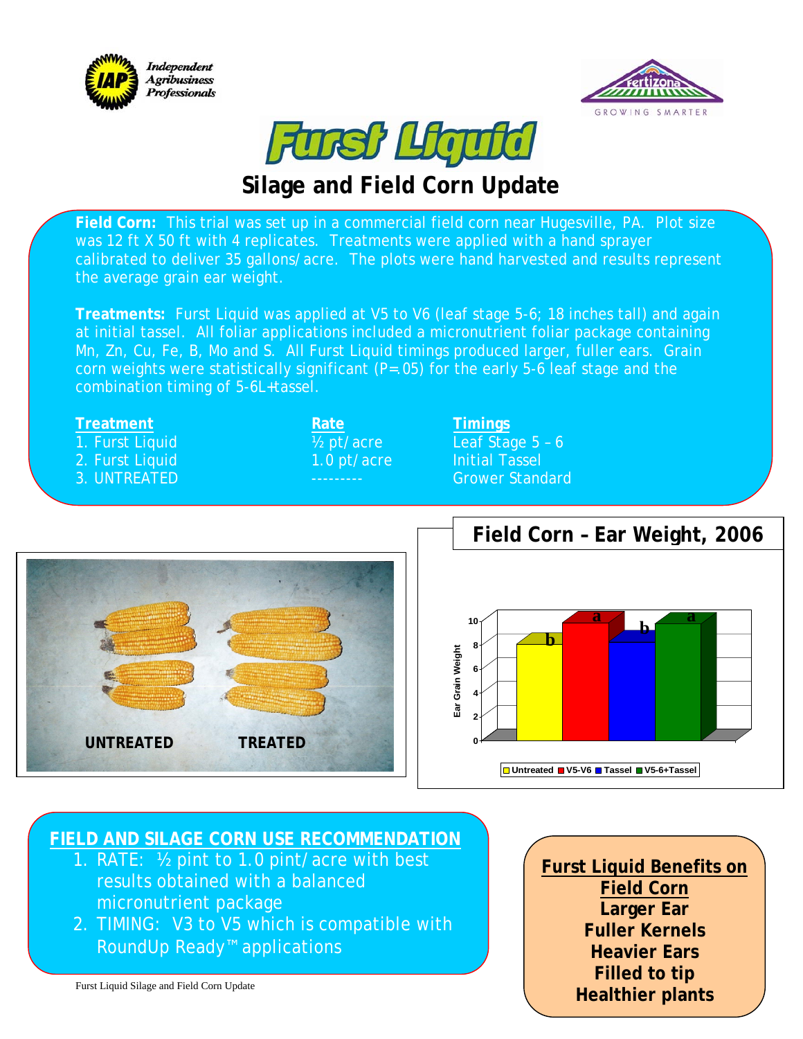Independent Agribusiness Professionals

Fertizona GROWING SMARTER

# Furst Liquid

## Silage and Field Corn Update

**Field Corn:** This trial was set up in a commercial field corn near Hugesville, PA. Plot size was 12 ft X 50 ft with 4 replicates. Treatments were applied with a hand sprayer calibrated to deliver 35 gallons/acre. The plots were hand harvested and results represent the average grain ear weight.

**Treatments:** Furst Liquid was applied at V5 to V6 (leaf stage 5-6; 18 inches tall) and again at initial tassel. All foliar applications included a micronutrient foliar package containing Mn, Zn, Cu, Fe, B, Mo and S. All Furst Liquid timings produced larger, fuller ears. Grain corn weights were statistically significant (P=.05) for the early 5-6 leaf stage and the combination timing of 5-6L+tassel.

| Treatment | Rate | Timings |
|---|---|---|
| 1. Furst Liquid | ½ pt/acre | Leaf Stage 5 – 6 |
| 2. Furst Liquid | 1.0 pt/acre | Initial Tassel |
| 3. UNTREATED | --------- | Grower Standard |

UNTREATED TREATED

### Field Corn – Ear Weight, 2006

Ear Grain Weight

0 2 4 6 8 10

b a b a

Untreated V5-V6 Tassel V5-6+Tassel

### FIELD AND SILAGE CORN USE RECOMMENDATION

1. RATE: ½ pint to 1.0 pint/acre with best results obtained with a balanced micronutrient package
2. TIMING: V3 to V5 which is compatible with RoundUp Ready™ applications

**Furst Liquid Benefits on Field Corn**
**Larger Ear**
**Fuller Kernels**
**Heavier Ears**
**Filled to tip**
**Healthier plants**